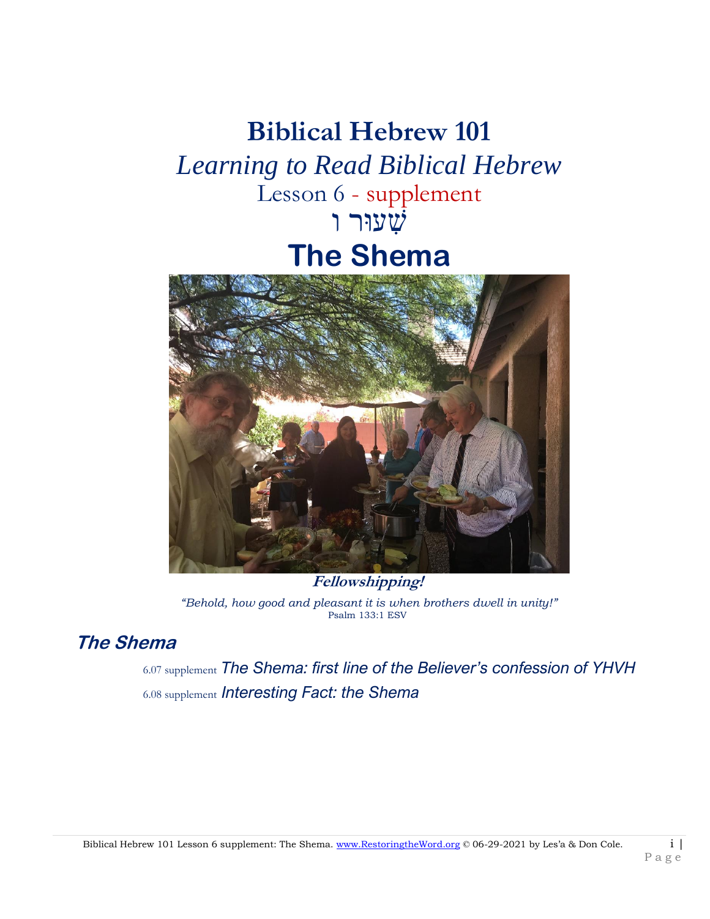# Biblical Hebrew 101

## *Learning to Read Biblical Hebrew*

Lesson 6 - supplement

שִׁעוּר ו

# The Shema

**Fellowshipping!**

*"Behold, how good and pleasant it is when brothers dwell in unity!"*
Psalm 133:1 ESV

## *The Shema*

6.07 supplement *The Shema: first line of the Believer's confession of YHVH*

6.08 supplement *Interesting Fact: the Shema*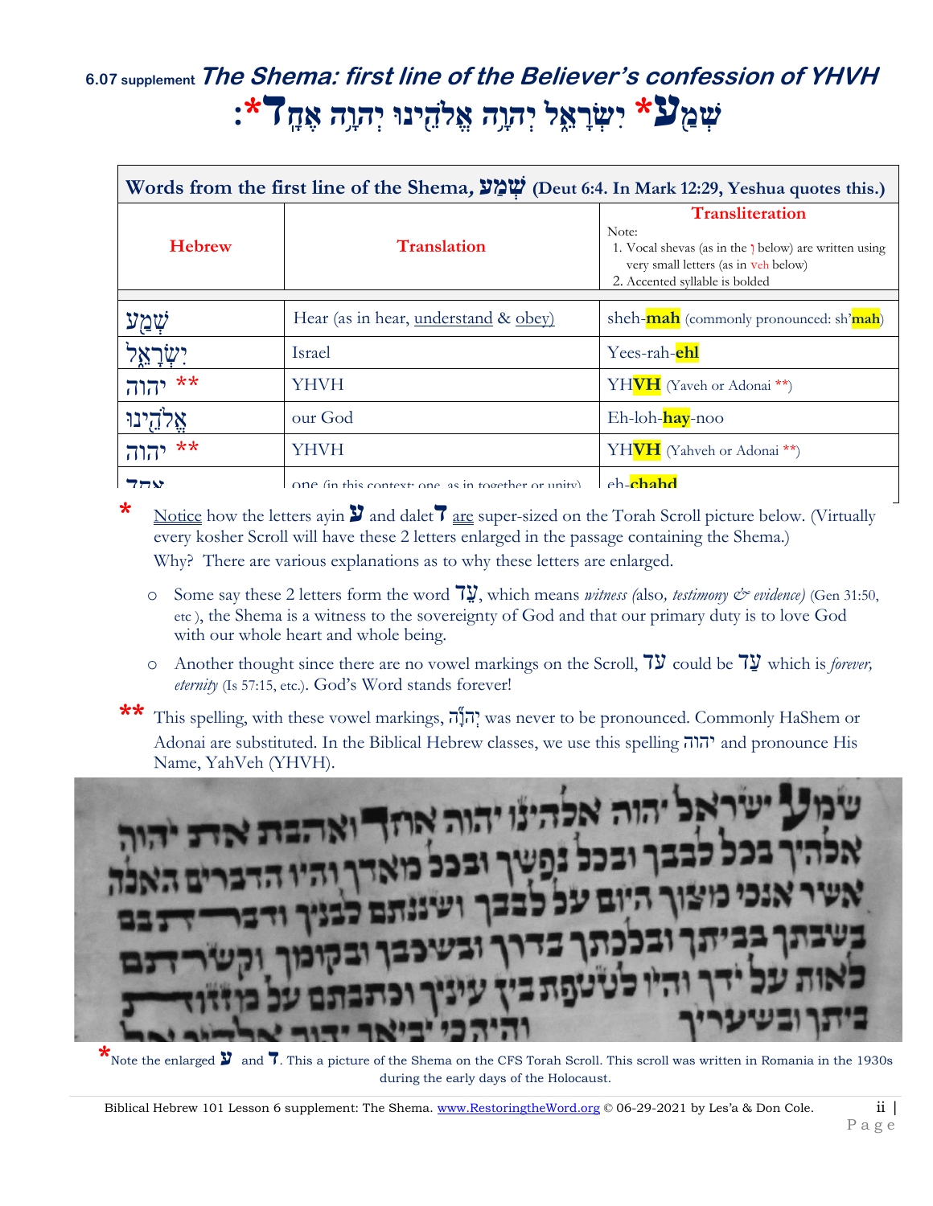# 6.07 supplement *The Shema: first line of the Believer's confession of YHVH*

## שְׁמַ**ע*** יִשְׂרָאֵל יְהוָה אֱלֹהֵינוּ יְהוָה אֶחָ**ד***:

**Words from the first line of the Shema, שְׁמַע (Deut 6:4. In Mark 12:29, Yeshua quotes this.)**

| Hebrew | Translation | Transliteration<br>Note:<br>1. Vocal shevas (as in the ְ below) are written using very small letters (as in veh below)<br>2. Accented syllable is bolded |
|---|---|---|
| שְׁמַע | Hear (as in hear, understand & obey) | sheh-**mah** (commonly pronounced: sh'**mah**) |
| יִשְׂרָאֵל | Israel | Yees-rah-**ehl** |
| יהוה ** | YHVH | YH**VH** (Yaveh or Adonai **) |
| אֱלֹהֵינוּ | our God | Eh-loh-**hay**-noo |
| יהוה ** | YHVH | YH**VH** (Yahveh or Adonai **) |
| אֶחָד | one (in this context: one, as in together or unity) | eh-**chahd** |

\* Notice how the letters ayin ע and dalet ד are super-sized on the Torah Scroll picture below. (Virtually every kosher Scroll will have these 2 letters enlarged in the passage containing the Shema.)
Why? There are various explanations as to why these letters are enlarged.

- Some say these 2 letters form the word עֵד, which means *witness (*also*, testimony & evidence)* (Gen 31:50, etc ), the Shema is a witness to the sovereignty of God and that our primary duty is to love God with our whole heart and whole being.
- Another thought since there are no vowel markings on the Scroll, עד could be עַד which is *forever, eternity* (Is 57:15, etc.). God's Word stands forever!

\*\* This spelling, with these vowel markings, יְהוָֹה was never to be pronounced. Commonly HaShem or Adonai are substituted. In the Biblical Hebrew classes, we use this spelling יהוה and pronounce His Name, YahVeh (YHVH).

\*Note the enlarged ע and ד. This a picture of the Shema on the CFS Torah Scroll. This scroll was written in Romania in the 1930s during the early days of the Holocaust.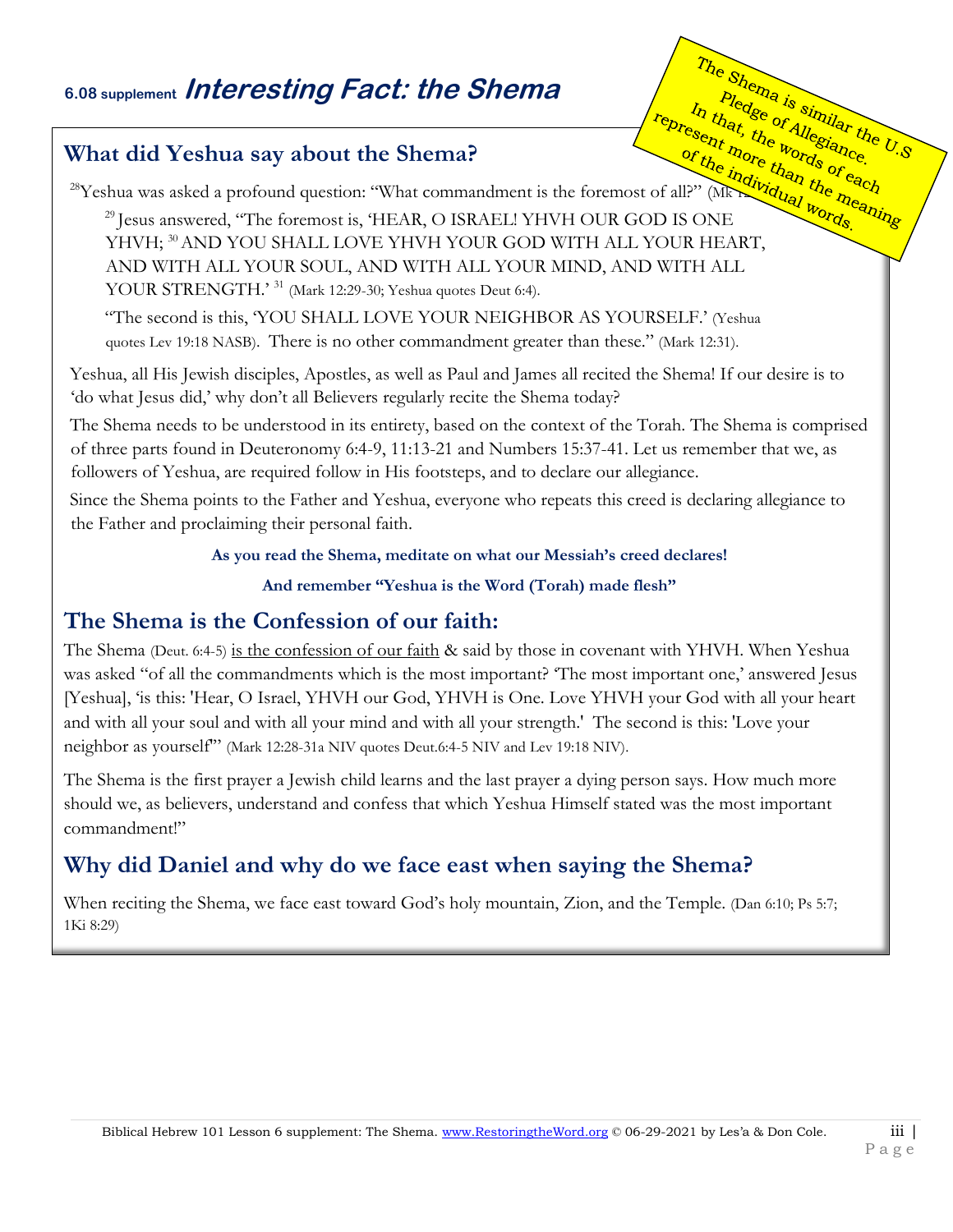## 6.08 supplement *Interesting Fact: the Shema*

The Shema is similar the U.S Pledge of Allegiance. In that, the words of each represent more than the meaning of the individual words.

### What did Yeshua say about the Shema?

[28]Yeshua was asked a profound question: "What commandment is the foremost of all?" (Mk 12:28)

[29] Jesus answered, "The foremost is, 'HEAR, O ISRAEL! YHVH OUR GOD IS ONE YHVH; [30] AND YOU SHALL LOVE YHVH YOUR GOD WITH ALL YOUR HEART, AND WITH ALL YOUR SOUL, AND WITH ALL YOUR MIND, AND WITH ALL YOUR STRENGTH.' [31] (Mark 12:29-30; Yeshua quotes Deut 6:4).

"The second is this, 'YOU SHALL LOVE YOUR NEIGHBOR AS YOURSELF.' (Yeshua quotes Lev 19:18 NASB). There is no other commandment greater than these." (Mark 12:31).

Yeshua, all His Jewish disciples, Apostles, as well as Paul and James all recited the Shema! If our desire is to 'do what Jesus did,' why don't all Believers regularly recite the Shema today?

The Shema needs to be understood in its entirety, based on the context of the Torah. The Shema is comprised of three parts found in Deuteronomy 6:4-9, 11:13-21 and Numbers 15:37-41. Let us remember that we, as followers of Yeshua, are required follow in His footsteps, and to declare our allegiance.

Since the Shema points to the Father and Yeshua, everyone who repeats this creed is declaring allegiance to the Father and proclaiming their personal faith.

**As you read the Shema, meditate on what our Messiah's creed declares!**

**And remember "Yeshua is the Word (Torah) made flesh"**

### The Shema is the Confession of our faith:

The Shema (Deut. 6:4-5) is the confession of our faith & said by those in covenant with YHVH. When Yeshua was asked "of all the commandments which is the most important? 'The most important one,' answered Jesus [Yeshua], 'is this: 'Hear, O Israel, YHVH our God, YHVH is One. Love YHVH your God with all your heart and with all your soul and with all your mind and with all your strength.' The second is this: 'Love your neighbor as yourself'" (Mark 12:28-31a NIV quotes Deut.6:4-5 NIV and Lev 19:18 NIV).

The Shema is the first prayer a Jewish child learns and the last prayer a dying person says. How much more should we, as believers, understand and confess that which Yeshua Himself stated was the most important commandment!"

### Why did Daniel and why do we face east when saying the Shema?

When reciting the Shema, we face east toward God's holy mountain, Zion, and the Temple. (Dan 6:10; Ps 5:7; 1Ki 8:29)